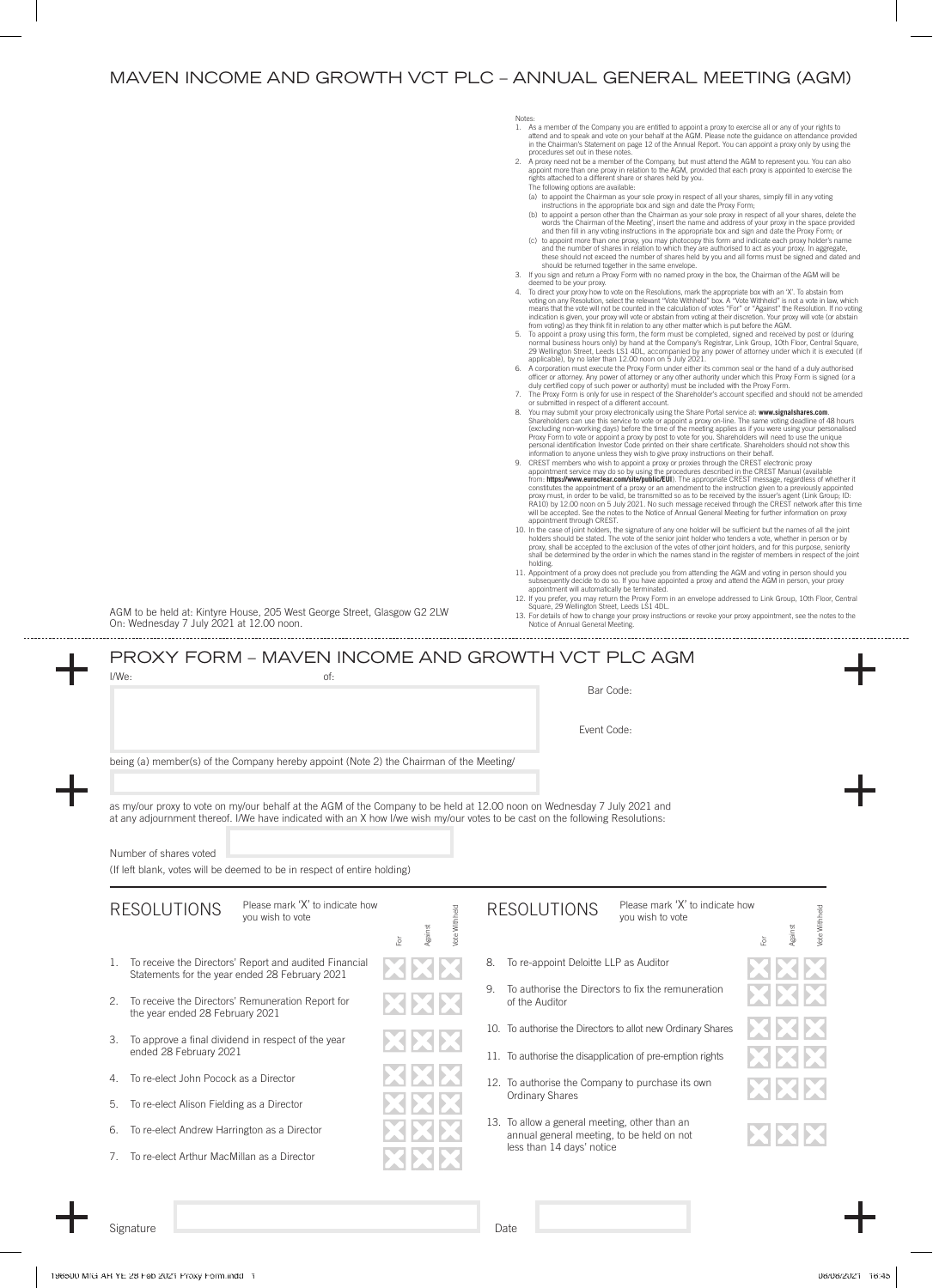# MAVEN INCOME AND GROWTH VCT PLC – ANNUAL GENERAL MEETING (AGM)

Notes:

1. As a member of the Company you are entitled to appoint a proxy to exercise all or any of your rights to attend and to speak and vote on your behalf at the AGM. Please note the guidance on attendance provided in the Chairman's Statement on page 12 of the Annual Report. You can appoint a proxy only by using the procedures set out in these notes.
2. A proxy need not be a member of the Company, but must attend the AGM to represent you. You can also appoint more than one proxy in relation to the AGM, provided that each proxy is appointed to exercise the rights attached to a different share or shares held by you.
   The following options are available:
   (a) to appoint the Chairman as your sole proxy in respect of all your shares, simply fill in any voting instructions in the appropriate box and sign and date the Proxy Form;
   (b) to appoint a person other than the Chairman as your sole proxy in respect of all your shares, delete the words 'the Chairman of the Meeting', insert the name and address of your proxy in the space provided and then fill in any voting instructions in the appropriate box and sign and date the Proxy Form; or
   (c) to appoint more than one proxy, you may photocopy this form and indicate each proxy holder's name and the number of shares in relation to which they are authorised to act as your proxy. In aggregate, these should not exceed the number of shares held by you and all forms must be signed and dated and should be returned together in the same envelope.
3. If you sign and return a Proxy Form with no named proxy in the box, the Chairman of the AGM will be deemed to be your proxy.
4. To direct your proxy how to vote on the Resolutions, mark the appropriate box with an 'X'. To abstain from voting on any Resolution, select the relevant "Vote Withheld" box. A "Vote Withheld" is not a vote in law, which means that the vote will not be counted in the calculation of votes "For" or "Against" the Resolution. If no voting indication is given, your proxy will vote or abstain from voting at their discretion. Your proxy will vote (or abstain from voting) as they think fit in relation to any other matter which is put before the AGM.
5. To appoint a proxy using this form, the form must be completed, signed and received by post or (during normal business hours only) by hand at the Company's Registrar, Link Group, 10th Floor, Central Square, 29 Wellington Street, Leeds LS1 4DL, accompanied by any power of attorney under which it is executed (if applicable), by no later than 12.00 noon on 5 July 2021.
6. A corporation must execute the Proxy Form under either its common seal or the hand of a duly authorised officer or attorney. Any power of attorney or any other authority under which this Proxy Form is signed (or a duly certified copy of such power or authority) must be included with the Proxy Form.
7. The Proxy Form is only for use in respect of the Shareholder's account specified and should not be amended or submitted in respect of a different account.
8. You may submit your proxy electronically using the Share Portal service at: **www.signalshares.com**. Shareholders can use this service to vote or appoint a proxy on-line. The same voting deadline of 48 hours (excluding non-working days) before the time of the meeting applies as if you were using your personalised Proxy Form to vote or appoint a proxy by post to vote for you. Shareholders will need to use the unique personal identification Investor Code printed on their share certificate. Shareholders should not show this information to anyone unless they wish to give proxy instructions on their behalf.
9. CREST members who wish to appoint a proxy or proxies through the CREST electronic proxy appointment service may do so by using the procedures described in the CREST Manual (available from: **https://www.euroclear.com/site/public/EUI**). The appropriate CREST message, regardless of whether it constitutes the appointment of a proxy or an amendment to the instruction given to a previously appointed proxy must, in order to be valid, be transmitted so as to be received by the issuer's agent (Link Group; ID: RA10) by 12.00 noon on 5 July 2021. No such message received through the CREST network after this time will be accepted. See the notes to the Notice of Annual General Meeting for further information on proxy appointment through CREST.
10. In the case of joint holders, the signature of any one holder will be sufficient but the names of all the joint holders should be stated. The vote of the senior joint holder who tenders a vote, whether in person or by proxy, shall be accepted to the exclusion of the votes of other joint holders, and for this purpose, seniority shall be determined by the order in which the names stand in the register of members in respect of the joint holding.
11. Appointment of a proxy does not preclude you from attending the AGM and voting in person should you subsequently decide to do so. If you have appointed a proxy and attend the AGM in person, your proxy appointment will automatically be terminated.
12. If you prefer, you may return the Proxy Form in an envelope addressed to Link Group, 10th Floor, Central Square, 29 Wellington Street, Leeds LS1 4DL.
13. For details of how to change your proxy instructions or revoke your proxy appointment, see the notes to the Notice of Annual General Meeting.

AGM to be held at: Kintyre House, 205 West George Street, Glasgow G2 2LW
On: Wednesday 7 July 2021 at 12.00 noon.

## PROXY FORM – MAVEN INCOME AND GROWTH VCT PLC AGM

I/We: of:

Bar Code:

Event Code:

being (a) member(s) of the Company hereby appoint (Note 2) the Chairman of the Meeting/

as my/our proxy to vote on my/our behalf at the AGM of the Company to be held at 12.00 noon on Wednesday 7 July 2021 and at any adjournment thereof. I/We have indicated with an X how I/we wish my/our votes to be cast on the following Resolutions:

Number of shares voted

(If left blank, votes will be deemed to be in respect of entire holding)

### RESOLUTIONS

Please mark 'X' to indicate how you wish to vote

| Resolution | For | Against | Vote Withheld |
|---|---|---|---|
| 1. To receive the Directors' Report and audited Financial Statements for the year ended 28 February 2021 | | | |
| 2. To receive the Directors' Remuneration Report for the year ended 28 February 2021 | | | |
| 3. To approve a final dividend in respect of the year ended 28 February 2021 | | | |
| 4. To re-elect John Pocock as a Director | | | |
| 5. To re-elect Alison Fielding as a Director | | | |
| 6. To re-elect Andrew Harrington as a Director | | | |
| 7. To re-elect Arthur MacMillan as a Director | | | |
| 8. To re-appoint Deloitte LLP as Auditor | | | |
| 9. To authorise the Directors to fix the remuneration of the Auditor | | | |
| 10. To authorise the Directors to allot new Ordinary Shares | | | |
| 11. To authorise the disapplication of pre-emption rights | | | |
| 12. To authorise the Company to purchase its own Ordinary Shares | | | |
| 13. To allow a general meeting, other than an annual general meeting, to be held on not less than 14 days' notice | | | |

Signature

Date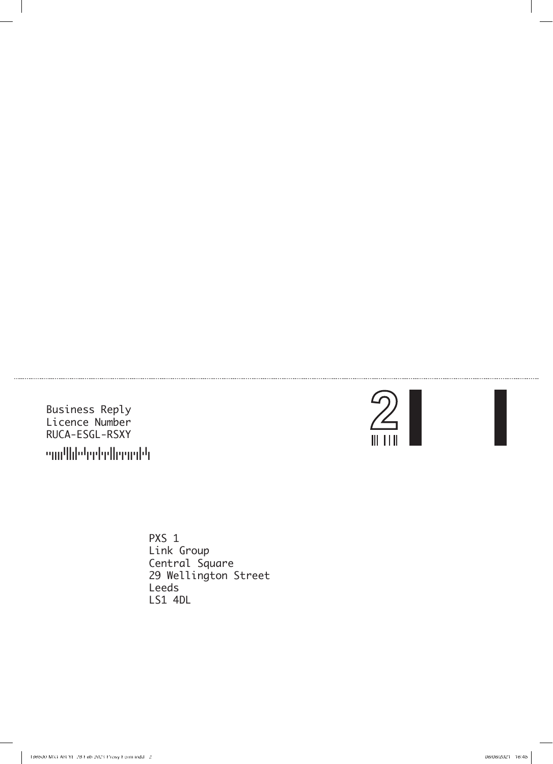Business Reply
Licence Number
RUCA-ESGL-RSXY

PXS 1
Link Group
Central Square
29 Wellington Street
Leeds
LS1 4DL